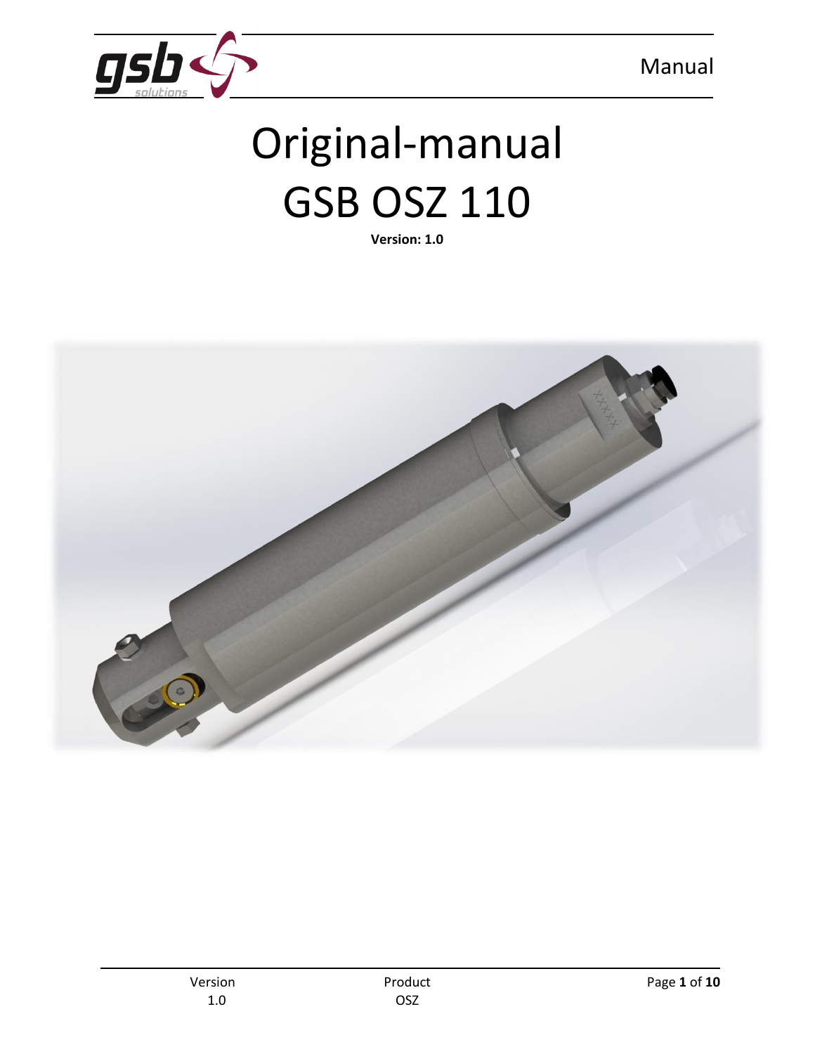# Original-manual
# GSB OSZ 110

**Version: 1.0**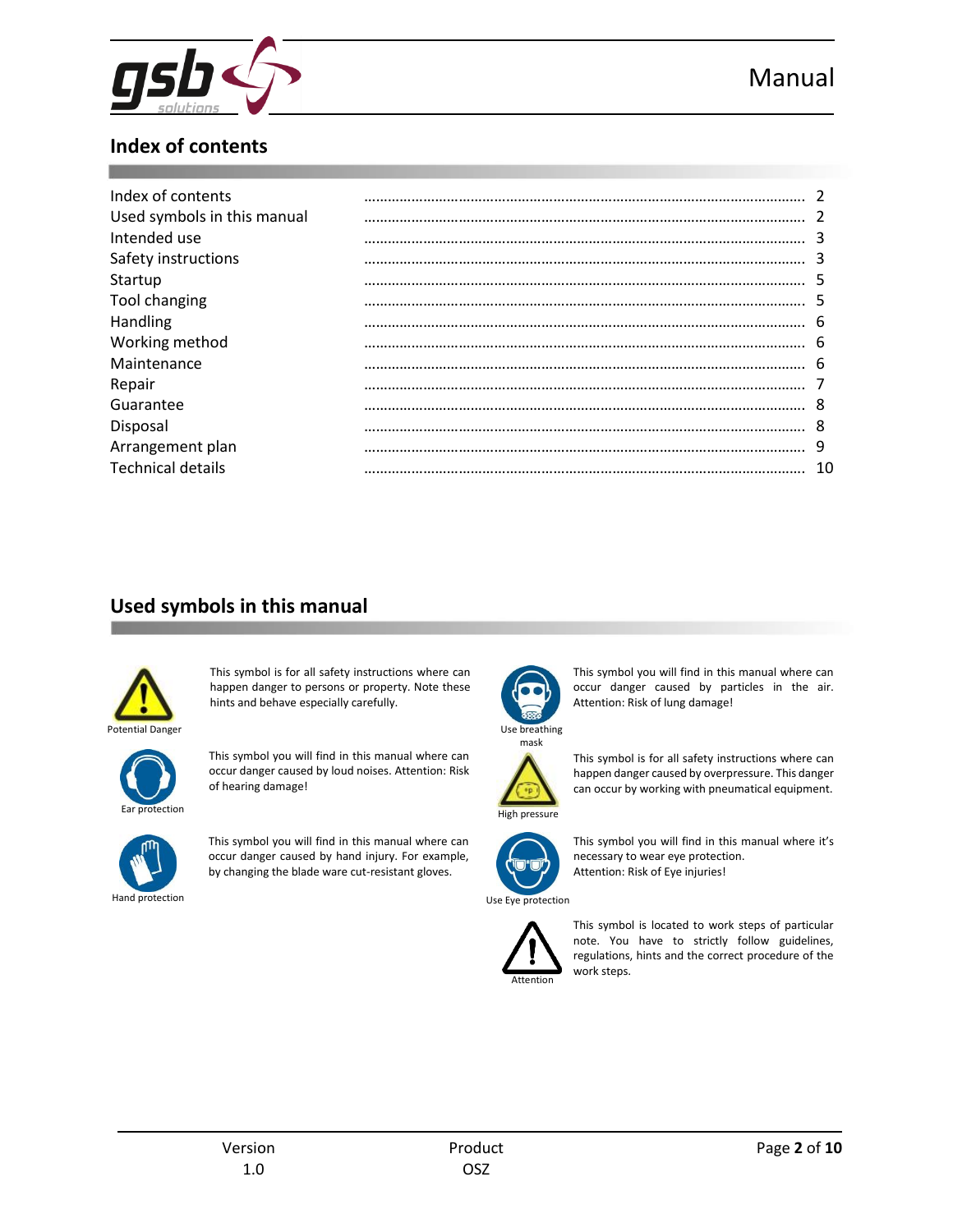## Index of contents

| | |
|---|---|
| Index of contents | 2 |
| Used symbols in this manual | 2 |
| Intended use | 3 |
| Safety instructions | 3 |
| Startup | 5 |
| Tool changing | 5 |
| Handling | 6 |
| Working method | 6 |
| Maintenance | 6 |
| Repair | 7 |
| Guarantee | 8 |
| Disposal | 8 |
| Arrangement plan | 9 |
| Technical details | 10 |

## Used symbols in this manual

Potential Danger

This symbol is for all safety instructions where can happen danger to persons or property. Note these hints and behave especially carefully.

Ear protection

This symbol you will find in this manual where can occur danger caused by loud noises. Attention: Risk of hearing damage!

Hand protection

This symbol you will find in this manual where can occur danger caused by hand injury. For example, by changing the blade ware cut-resistant gloves.

Use breathing mask

This symbol you will find in this manual where can occur danger caused by particles in the air. Attention: Risk of lung damage!

High pressure

This symbol is for all safety instructions where can happen danger caused by overpressure. This danger can occur by working with pneumatical equipment.

Use Eye protection

This symbol you will find in this manual where it's necessary to wear eye protection.
Attention: Risk of Eye injuries!

Attention

This symbol is located to work steps of particular note. You have to strictly follow guidelines, regulations, hints and the correct procedure of the work steps.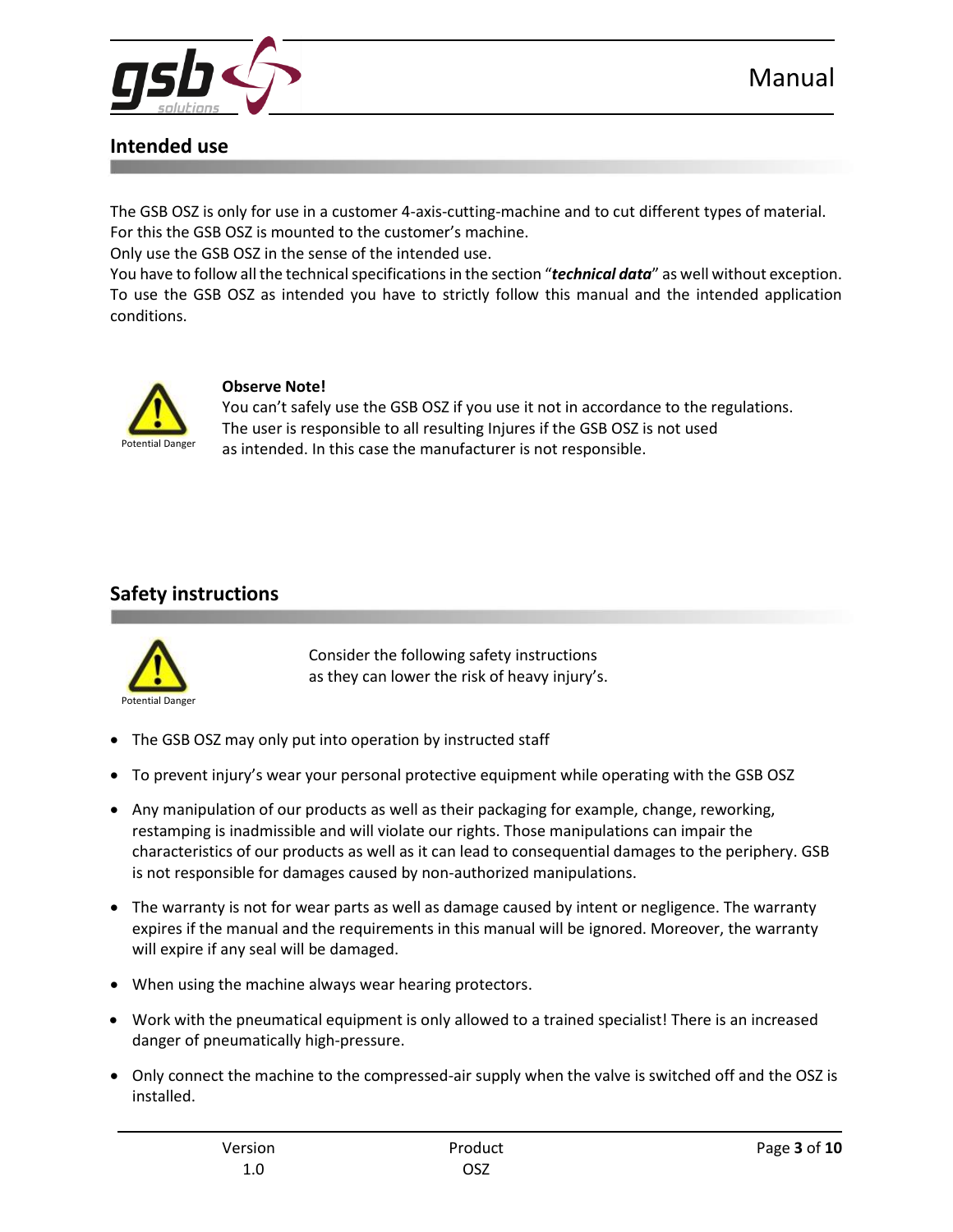## Intended use

The GSB OSZ is only for use in a customer 4-axis-cutting-machine and to cut different types of material. For this the GSB OSZ is mounted to the customer's machine.
Only use the GSB OSZ in the sense of the intended use.
You have to follow all the technical specifications in the section "***technical data***" as well without exception. To use the GSB OSZ as intended you have to strictly follow this manual and the intended application conditions.

Potential Danger

**Observe Note!**
You can't safely use the GSB OSZ if you use it not in accordance to the regulations.
The user is responsible to all resulting Injures if the GSB OSZ is not used
as intended. In this case the manufacturer is not responsible.

## Safety instructions

Potential Danger

Consider the following safety instructions
as they can lower the risk of heavy injury's.

- The GSB OSZ may only put into operation by instructed staff
- To prevent injury's wear your personal protective equipment while operating with the GSB OSZ
- Any manipulation of our products as well as their packaging for example, change, reworking, restamping is inadmissible and will violate our rights. Those manipulations can impair the characteristics of our products as well as it can lead to consequential damages to the periphery. GSB is not responsible for damages caused by non-authorized manipulations.
- The warranty is not for wear parts as well as damage caused by intent or negligence. The warranty expires if the manual and the requirements in this manual will be ignored. Moreover, the warranty will expire if any seal will be damaged.
- When using the machine always wear hearing protectors.
- Work with the pneumatical equipment is only allowed to a trained specialist! There is an increased danger of pneumatically high-pressure.
- Only connect the machine to the compressed-air supply when the valve is switched off and the OSZ is installed.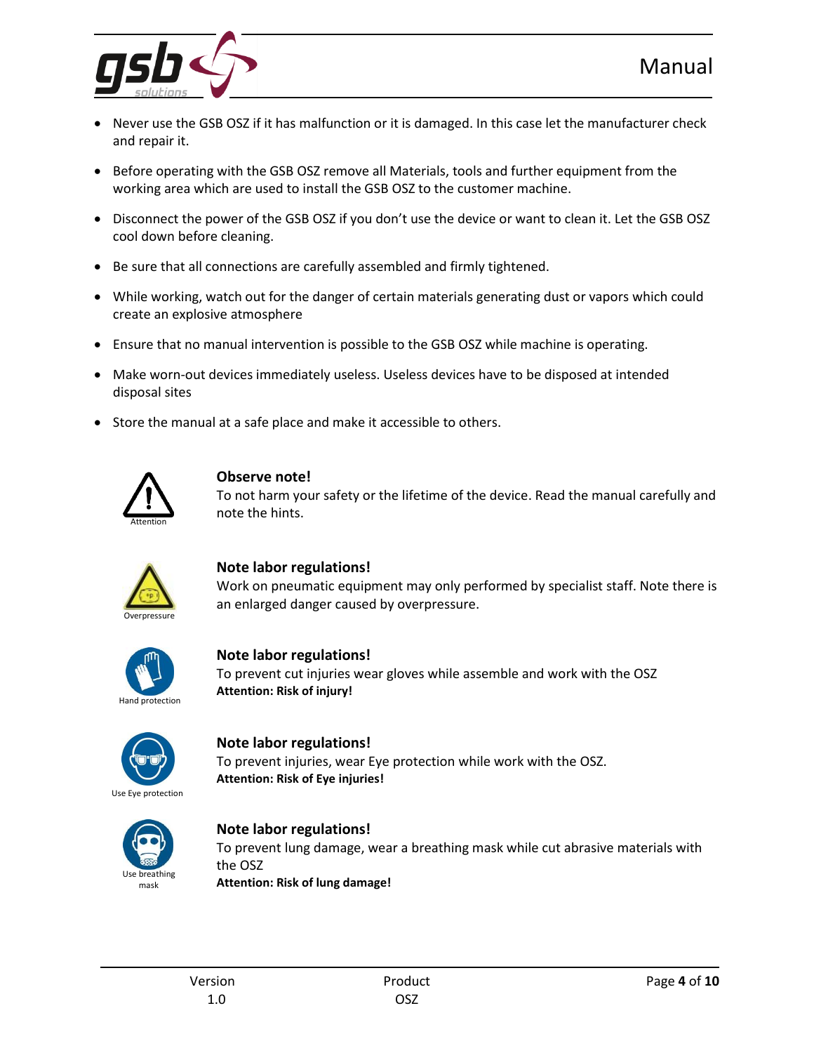- Never use the GSB OSZ if it has malfunction or it is damaged. In this case let the manufacturer check and repair it.
- Before operating with the GSB OSZ remove all Materials, tools and further equipment from the working area which are used to install the GSB OSZ to the customer machine.
- Disconnect the power of the GSB OSZ if you don’t use the device or want to clean it. Let the GSB OSZ cool down before cleaning.
- Be sure that all connections are carefully assembled and firmly tightened.
- While working, watch out for the danger of certain materials generating dust or vapors which could create an explosive atmosphere
- Ensure that no manual intervention is possible to the GSB OSZ while machine is operating.
- Make worn-out devices immediately useless. Useless devices have to be disposed at intended disposal sites
- Store the manual at a safe place and make it accessible to others.

Attention

**Observe note!**
To not harm your safety or the lifetime of the device. Read the manual carefully and note the hints.

Overpressure

**Note labor regulations!**
Work on pneumatic equipment may only performed by specialist staff. Note there is an enlarged danger caused by overpressure.

Hand protection

**Note labor regulations!**
To prevent cut injuries wear gloves while assemble and work with the OSZ
**Attention: Risk of injury!**

Use Eye protection

**Note labor regulations!**
To prevent injuries, wear Eye protection while work with the OSZ.
**Attention: Risk of Eye injuries!**

Use breathing mask

**Note labor regulations!**
To prevent lung damage, wear a breathing mask while cut abrasive materials with the OSZ
**Attention: Risk of lung damage!**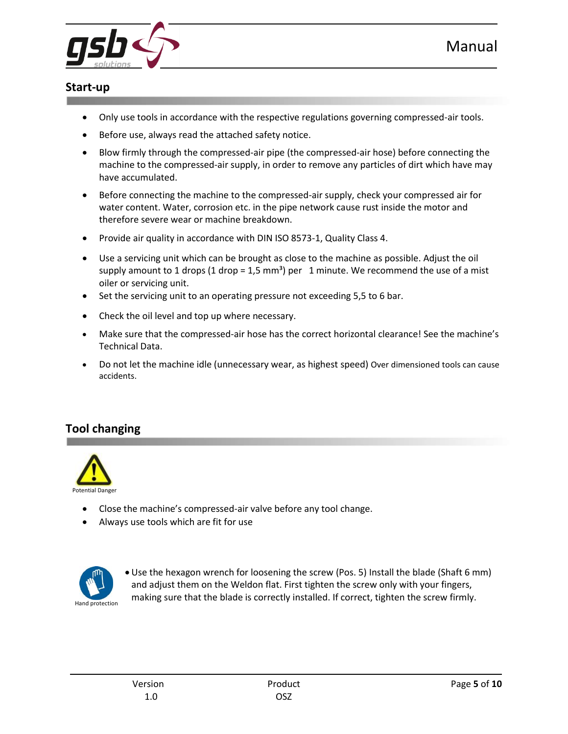## Start-up

- Only use tools in accordance with the respective regulations governing compressed-air tools.
- Before use, always read the attached safety notice.
- Blow firmly through the compressed-air pipe (the compressed-air hose) before connecting the machine to the compressed-air supply, in order to remove any particles of dirt which have may have accumulated.
- Before connecting the machine to the compressed-air supply, check your compressed air for water content. Water, corrosion etc. in the pipe network cause rust inside the motor and therefore severe wear or machine breakdown.
- Provide air quality in accordance with DIN ISO 8573-1, Quality Class 4.
- Use a servicing unit which can be brought as close to the machine as possible. Adjust the oil supply amount to 1 drops (1 drop = 1,5 mm³) per 1 minute. We recommend the use of a mist oiler or servicing unit.
- Set the servicing unit to an operating pressure not exceeding 5,5 to 6 bar.
- Check the oil level and top up where necessary.
- Make sure that the compressed-air hose has the correct horizontal clearance! See the machine's Technical Data.
- Do not let the machine idle (unnecessary wear, as highest speed) Over dimensioned tools can cause accidents.

## Tool changing

Potential Danger

- Close the machine's compressed-air valve before any tool change.
- Always use tools which are fit for use

Hand protection

- Use the hexagon wrench for loosening the screw (Pos. 5) Install the blade (Shaft 6 mm) and adjust them on the Weldon flat. First tighten the screw only with your fingers, making sure that the blade is correctly installed. If correct, tighten the screw firmly.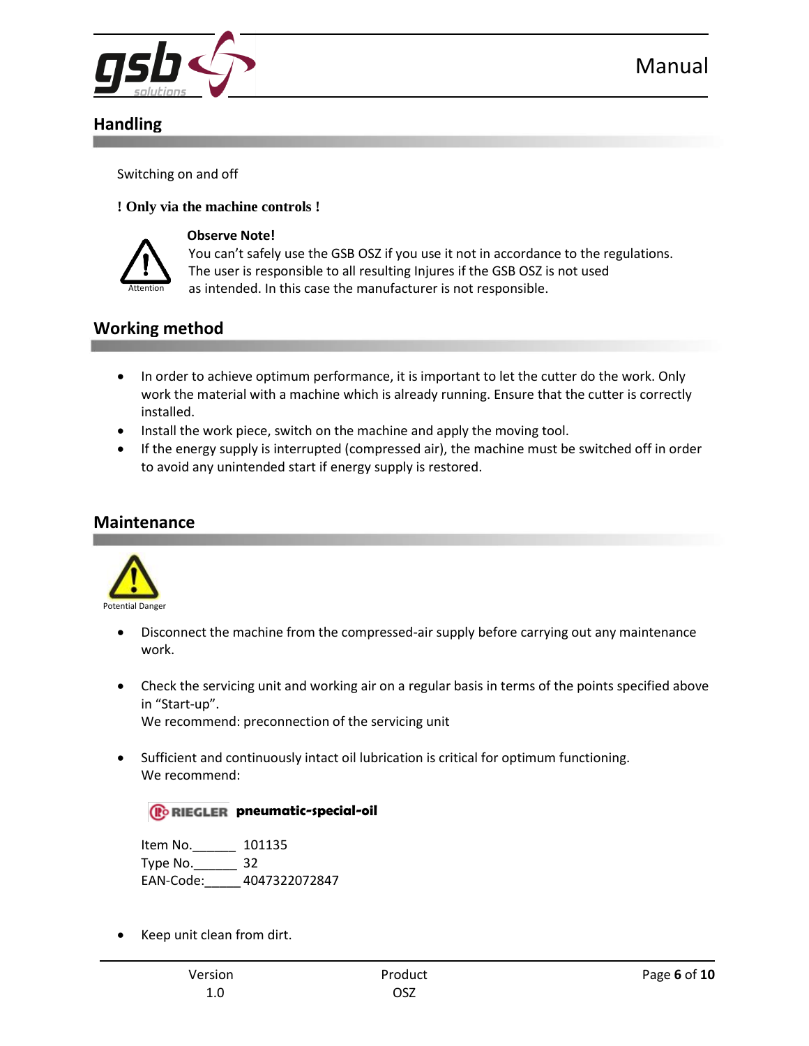## Handling

Switching on and off

**! Only via the machine controls !**

Attention

**Observe Note!**
You can't safely use the GSB OSZ if you use it not in accordance to the regulations. The user is responsible to all resulting Injures if the GSB OSZ is not used as intended. In this case the manufacturer is not responsible.

## Working method

- In order to achieve optimum performance, it is important to let the cutter do the work. Only work the material with a machine which is already running. Ensure that the cutter is correctly installed.
- Install the work piece, switch on the machine and apply the moving tool.
- If the energy supply is interrupted (compressed air), the machine must be switched off in order to avoid any unintended start if energy supply is restored.

## Maintenance

Potential Danger

- Disconnect the machine from the compressed-air supply before carrying out any maintenance work.
- Check the servicing unit and working air on a regular basis in terms of the points specified above in "Start-up".
  We recommend: preconnection of the servicing unit
- Sufficient and continuously intact oil lubrication is critical for optimum functioning.
  We recommend:

  RIEGLER **pneumatic-special-oil**

  Item No.______ 101135
  Type No.______ 32
  EAN-Code:_____ 4047322072847

- Keep unit clean from dirt.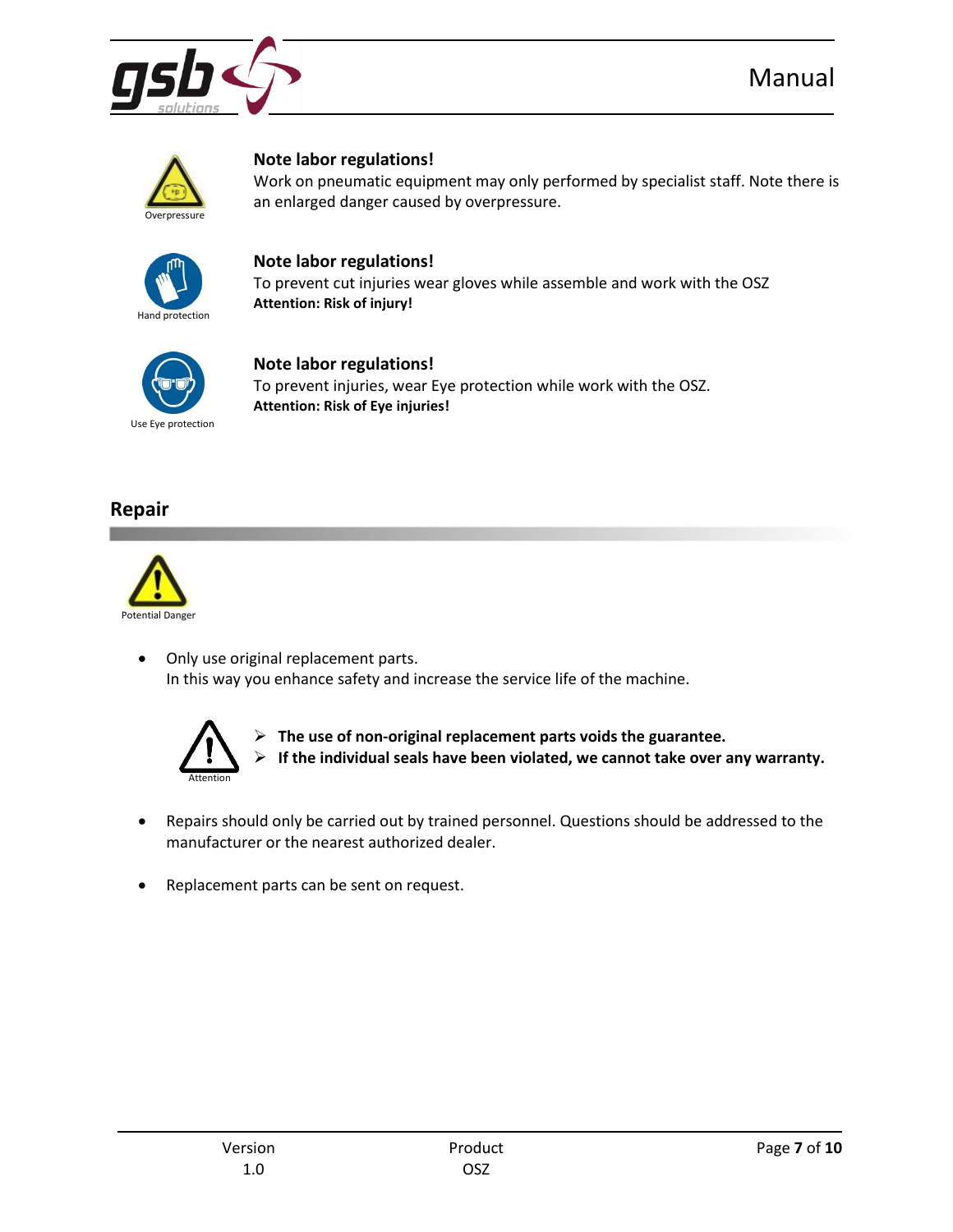Overpressure

**Note labor regulations!**
Work on pneumatic equipment may only performed by specialist staff. Note there is an enlarged danger caused by overpressure.

Hand protection

**Note labor regulations!**
To prevent cut injuries wear gloves while assemble and work with the OSZ
**Attention: Risk of injury!**

Use Eye protection

**Note labor regulations!**
To prevent injuries, wear Eye protection while work with the OSZ.
**Attention: Risk of Eye injuries!**

## Repair

Potential Danger

- Only use original replacement parts.
  In this way you enhance safety and increase the service life of the machine.

Attention

- **The use of non-original replacement parts voids the guarantee.**
- **If the individual seals have been violated, we cannot take over any warranty.**

- Repairs should only be carried out by trained personnel. Questions should be addressed to the manufacturer or the nearest authorized dealer.
- Replacement parts can be sent on request.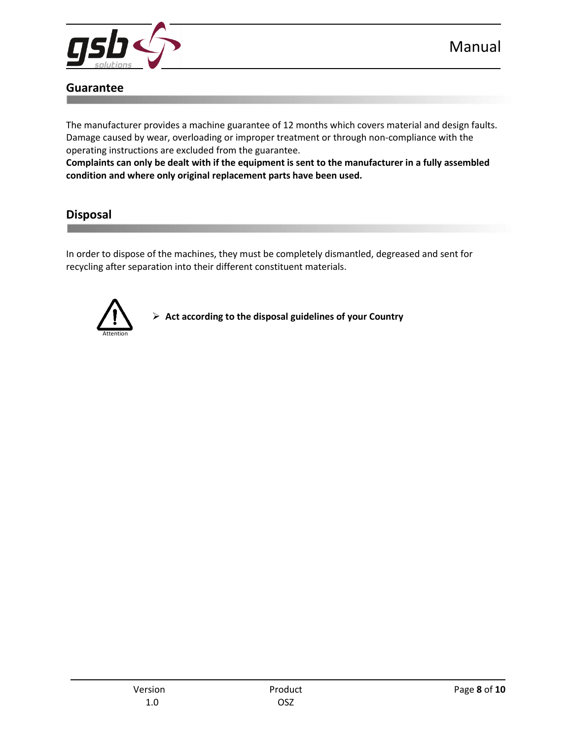## Guarantee

The manufacturer provides a machine guarantee of 12 months which covers material and design faults. Damage caused by wear, overloading or improper treatment or through non-compliance with the operating instructions are excluded from the guarantee.
**Complaints can only be dealt with if the equipment is sent to the manufacturer in a fully assembled condition and where only original replacement parts have been used.**

## Disposal

In order to dispose of the machines, they must be completely dismantled, degreased and sent for recycling after separation into their different constituent materials.

Attention

- **Act according to the disposal guidelines of your Country**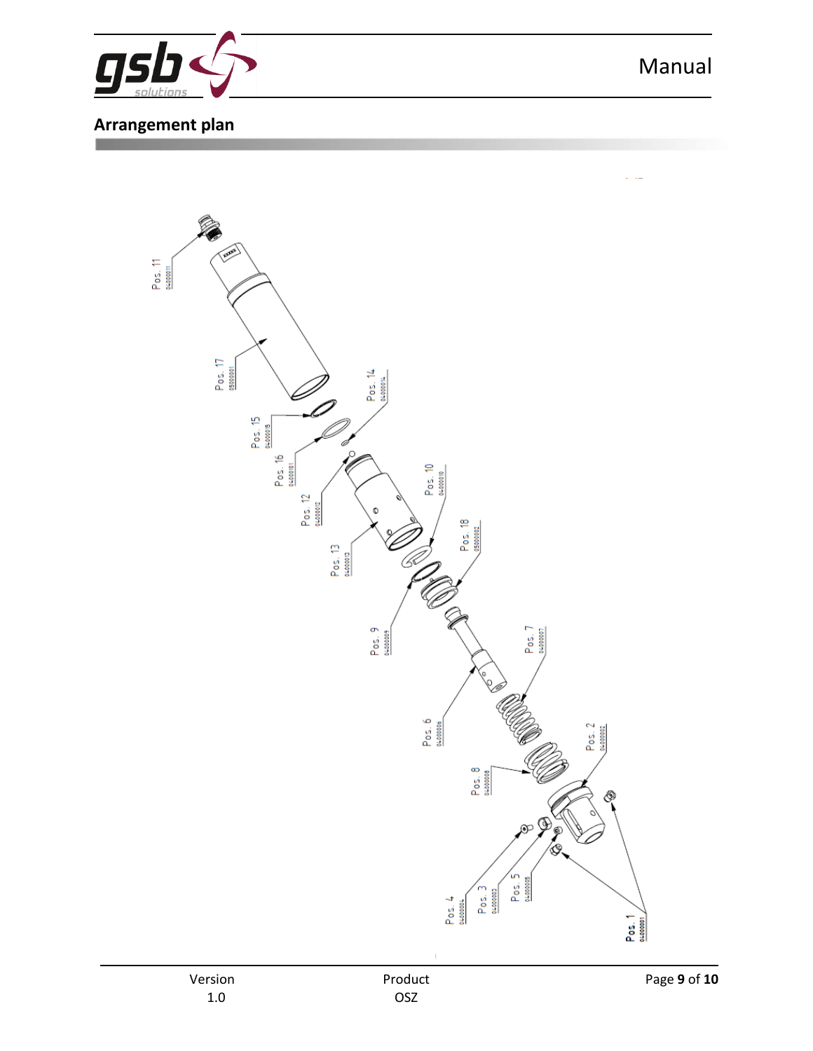## Arrangement plan

Pos. 11
04-000011

Pos. 17
05000001

Pos. 15
04-000015

Pos. 14
04000014

Pos. 16
04000101

Pos. 12
04-000012

Pos. 10
04-000010

Pos. 13
04000013

Pos. 18
05000002

Pos. 9
04-000009

Pos. 7
04-000007

Pos. 6
04-000006

Pos. 2
04-000002

Pos. 8
04-000008

Pos. 4
04-000004

Pos. 3
04-000003

Pos. 5
04-000005

Pos. 1
04-000001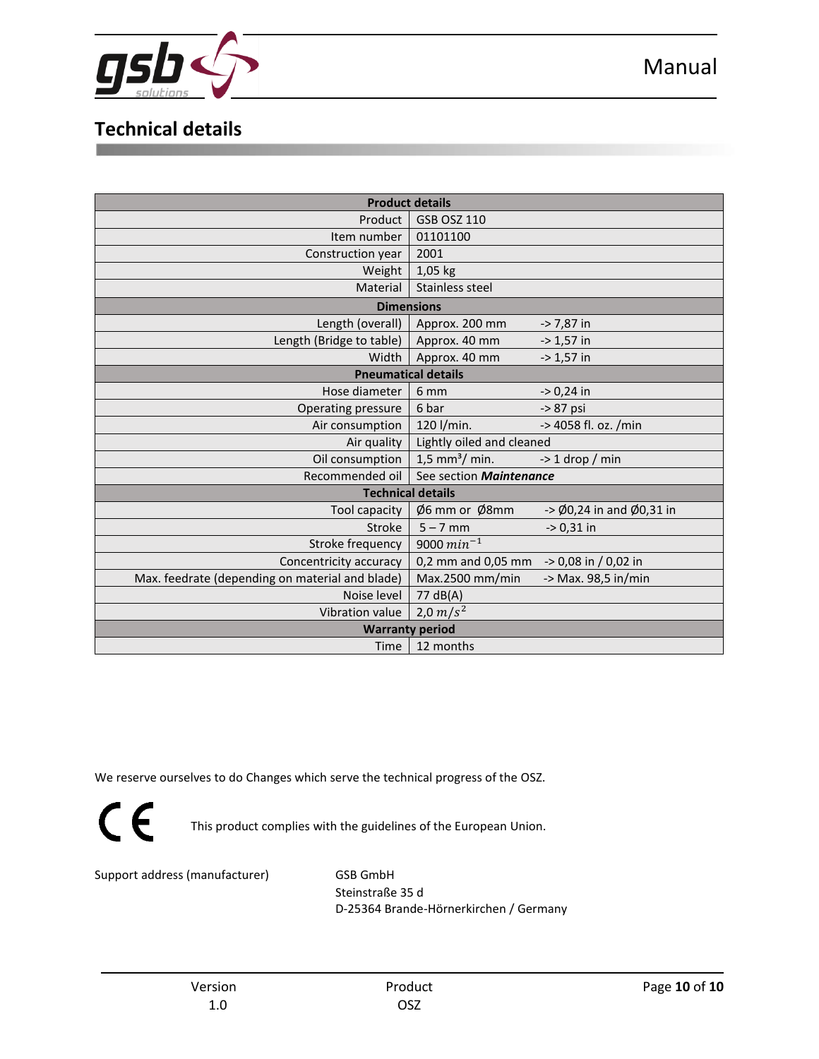## Technical details

| | | |
|---|---|---|
| **Product details** | | |
| Product | GSB OSZ 110 | |
| Item number | 01101100 | |
| Construction year | 2001 | |
| Weight | 1,05 kg | |
| Material | Stainless steel | |
| **Dimensions** | | |
| Length (overall) | Approx. 200 mm | -> 7,87 in |
| Length (Bridge to table) | Approx. 40 mm | -> 1,57 in |
| Width | Approx. 40 mm | -> 1,57 in |
| **Pneumatical details** | | |
| Hose diameter | 6 mm | -> 0,24 in |
| Operating pressure | 6 bar | -> 87 psi |
| Air consumption | 120 l/min. | -> 4058 fl. oz. /min |
| Air quality | Lightly oiled and cleaned | |
| Oil consumption | 1,5 mm³/ min. | -> 1 drop / min |
| Recommended oil | See section ***Maintenance*** | |
| **Technical details** | | |
| Tool capacity | Ø6 mm or Ø8mm | -> Ø0,24 in and Ø0,31 in |
| Stroke | 5 – 7 mm | -> 0,31 in |
| Stroke frequency | 9000 $min^{-1}$ | |
| Concentricity accuracy | 0,2 mm and 0,05 mm | -> 0,08 in / 0,02 in |
| Max. feedrate (depending on material and blade) | Max.2500 mm/min | -> Max. 98,5 in/min |
| Noise level | 77 dB(A) | |
| Vibration value | 2,0 $m/s^2$ | |
| **Warranty period** | | |
| Time | 12 months | |

We reserve ourselves to do Changes which serve the technical progress of the OSZ.

CE This product complies with the guidelines of the European Union.

Support address (manufacturer)

GSB GmbH
Steinstraße 35 d
D-25364 Brande-Hörnerkirchen / Germany

Version 1.0 | Product OSZ